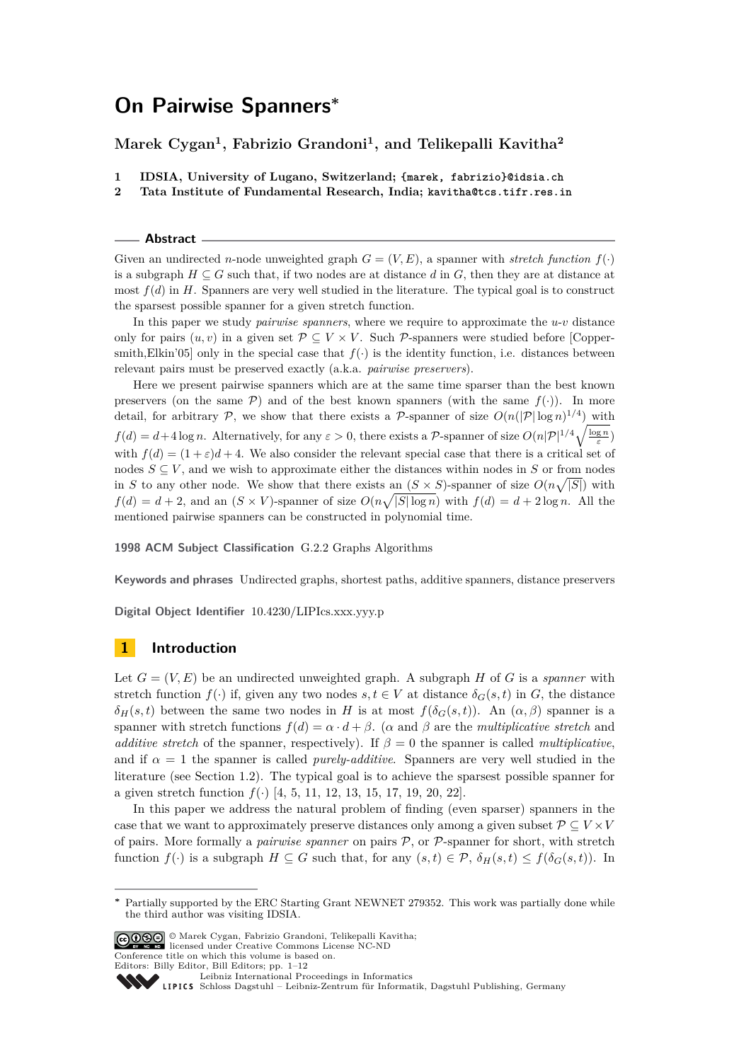# On Pairwise Spanners*

**Marek Cygan[1], Fabrizio Grandoni[1], and Telikepalli Kavitha[2]**

**1 IDSIA, University of Lugano, Switzerland; {marek, fabrizio}@idsia.ch**

**2 Tata Institute of Fundamental Research, India; kavitha@tcs.tifr.res.in**

## Abstract

Given an undirected $n$-node unweighted graph $G = (V, E)$, a spanner with *stretch function* $f(\cdot)$ is a subgraph $H \subseteq G$ such that, if two nodes are at distance $d$ in $G$, then they are at distance at most $f(d)$ in $H$. Spanners are very well studied in the literature. The typical goal is to construct the sparsest possible spanner for a given stretch function.

In this paper we study *pairwise spanners*, where we require to approximate the $u$-$v$ distance only for pairs $(u, v)$ in a given set $\mathcal{P} \subseteq V \times V$. Such $\mathcal{P}$-spanners were studied before [Coppersmith,Elkin'05] only in the special case that $f(\cdot)$ is the identity function, i.e. distances between relevant pairs must be preserved exactly (a.k.a. *pairwise preservers*).

Here we present pairwise spanners which are at the same time sparser than the best known preservers (on the same $\mathcal{P}$) and of the best known spanners (with the same $f(\cdot)$). In more detail, for arbitrary $\mathcal{P}$, we show that there exists a $\mathcal{P}$-spanner of size $O(n(|\mathcal{P}| \log n)^{1/4})$ with $f(d) = d + 4 \log n$. Alternatively, for any $\varepsilon > 0$, there exists a $\mathcal{P}$-spanner of size $O(n|\mathcal{P}|^{1/4}\sqrt{\frac{\log n}{\varepsilon}})$ with $f(d) = (1 + \varepsilon)d + 4$. We also consider the relevant special case that there is a critical set of nodes $S \subseteq V$, and we wish to approximate either the distances within nodes in $S$ or from nodes in $S$ to any other node. We show that there exists an $(S \times S)$-spanner of size $O(n\sqrt{|S|})$ with $f(d) = d + 2$, and an $(S \times V)$-spanner of size $O(n\sqrt{|S| \log n})$ with $f(d) = d + 2 \log n$. All the mentioned pairwise spanners can be constructed in polynomial time.

**1998 ACM Subject Classification** G.2.2 Graphs Algorithms

**Keywords and phrases** Undirected graphs, shortest paths, additive spanners, distance preservers

**Digital Object Identifier** 10.4230/LIPIcs.xxx.yyy.p

## 1 Introduction

Let $G = (V, E)$ be an undirected unweighted graph. A subgraph $H$ of $G$ is a *spanner* with stretch function $f(\cdot)$ if, given any two nodes $s, t \in V$ at distance $\delta_G(s, t)$ in $G$, the distance $\delta_H(s, t)$ between the same two nodes in $H$ is at most $f(\delta_G(s, t))$. An $(\alpha, \beta)$ spanner is a spanner with stretch functions $f(d) = \alpha \cdot d + \beta$. ($\alpha$ and $\beta$ are the *multiplicative stretch* and *additive stretch* of the spanner, respectively). If $\beta = 0$ the spanner is called *multiplicative*, and if $\alpha = 1$ the spanner is called *purely-additive*. Spanners are very well studied in the literature (see Section 1.2). The typical goal is to achieve the sparsest possible spanner for a given stretch function $f(\cdot)$ [4, 5, 11, 12, 13, 15, 17, 19, 20, 22].

In this paper we address the natural problem of finding (even sparser) spanners in the case that we want to approximately preserve distances only among a given subset $\mathcal{P} \subseteq V \times V$ of pairs. More formally a *pairwise spanner* on pairs $\mathcal{P}$, or $\mathcal{P}$-spanner for short, with stretch function $f(\cdot)$ is a subgraph $H \subseteq G$ such that, for any $(s, t) \in \mathcal{P}$, $\delta_H(s, t) \le f(\delta_G(s, t))$. In

---

* Partially supported by the ERC Starting Grant NEWNET 279352. This work was partially done while the third author was visiting IDSIA.

© Marek Cygan, Fabrizio Grandoni, Telikepalli Kavitha; licensed under Creative Commons License NC-ND

Conference title on which this volume is based on.

Editors: Billy Editor, Bill Editors; pp. 1–12

Leibniz International Proceedings in Informatics

LIPICS Schloss Dagstuhl – Leibniz-Zentrum für Informatik, Dagstuhl Publishing, Germany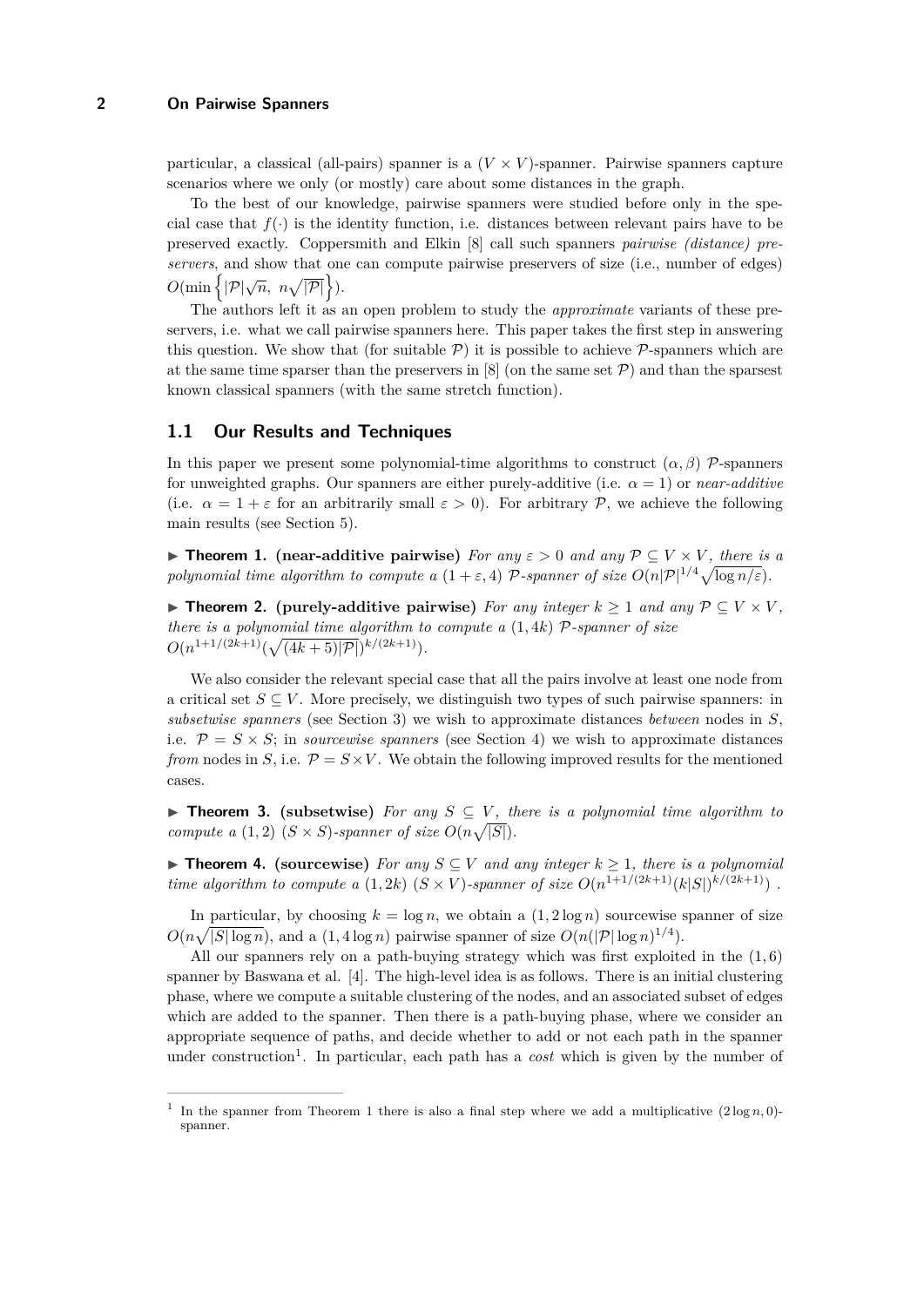particular, a classical (all-pairs) spanner is a $(V \times V)$-spanner. Pairwise spanners capture scenarios where we only (or mostly) care about some distances in the graph.

To the best of our knowledge, pairwise spanners were studied before only in the special case that $f(\cdot)$ is the identity function, i.e. distances between relevant pairs have to be preserved exactly. Coppersmith and Elkin [8] call such spanners *pairwise (distance) preservers*, and show that one can compute pairwise preservers of size (i.e., number of edges) $O(\min\left\{|\mathcal{P}|\sqrt{n},\ n\sqrt{|\mathcal{P}|}\right\})$.

The authors left it as an open problem to study the *approximate* variants of these preservers, i.e. what we call pairwise spanners here. This paper takes the first step in answering this question. We show that (for suitable $\mathcal{P}$) it is possible to achieve $\mathcal{P}$-spanners which are at the same time sparser than the preservers in [8] (on the same set $\mathcal{P}$) and than the sparsest known classical spanners (with the same stretch function).

## 1.1 Our Results and Techniques

In this paper we present some polynomial-time algorithms to construct $(\alpha, \beta)$ $\mathcal{P}$-spanners for unweighted graphs. Our spanners are either purely-additive (i.e. $\alpha = 1$) or *near-additive* (i.e. $\alpha = 1 + \varepsilon$ for an arbitrarily small $\varepsilon > 0$). For arbitrary $\mathcal{P}$, we achieve the following main results (see Section 5).

▶ **Theorem 1. (near-additive pairwise)** *For any $\varepsilon > 0$ and any $\mathcal{P} \subseteq V \times V$, there is a polynomial time algorithm to compute a $(1+\varepsilon, 4)$ $\mathcal{P}$-spanner of size $O(n|\mathcal{P}|^{1/4}\sqrt{\log n/\varepsilon})$.*

▶ **Theorem 2. (purely-additive pairwise)** *For any integer $k \geq 1$ and any $\mathcal{P} \subseteq V \times V$, there is a polynomial time algorithm to compute a $(1, 4k)$ $\mathcal{P}$-spanner of size $O(n^{1+1/(2k+1)}(\sqrt{(4k+5)|\mathcal{P}|})^{k/(2k+1)})$.*

We also consider the relevant special case that all the pairs involve at least one node from a critical set $S \subseteq V$. More precisely, we distinguish two types of such pairwise spanners: in *subsetwise spanners* (see Section 3) we wish to approximate distances *between* nodes in $S$, i.e. $\mathcal{P} = S \times S$; in *sourcewise spanners* (see Section 4) we wish to approximate distances *from* nodes in $S$, i.e. $\mathcal{P} = S \times V$. We obtain the following improved results for the mentioned cases.

▶ **Theorem 3. (subsetwise)** *For any $S \subseteq V$, there is a polynomial time algorithm to compute a $(1, 2)$ $(S \times S)$-spanner of size $O(n\sqrt{|S|})$.*

▶ **Theorem 4. (sourcewise)** *For any $S \subseteq V$ and any integer $k \geq 1$, there is a polynomial time algorithm to compute a $(1, 2k)$ $(S \times V)$-spanner of size $O(n^{1+1/(2k+1)}(k|S|)^{k/(2k+1)})$.*

In particular, by choosing $k = \log n$, we obtain a $(1, 2\log n)$ sourcewise spanner of size $O(n\sqrt{|S|\log n})$, and a $(1, 4\log n)$ pairwise spanner of size $O(n(|\mathcal{P}|\log n)^{1/4})$.

All our spanners rely on a path-buying strategy which was first exploited in the $(1, 6)$ spanner by Baswana et al. [4]. The high-level idea is as follows. There is an initial clustering phase, where we compute a suitable clustering of the nodes, and an associated subset of edges which are added to the spanner. Then there is a path-buying phase, where we consider an appropriate sequence of paths, and decide whether to add or not each path in the spanner under construction[1]. In particular, each path has a *cost* which is given by the number of

[1] In the spanner from Theorem 1 there is also a final step where we add a multiplicative $(2\log n, 0)$-spanner.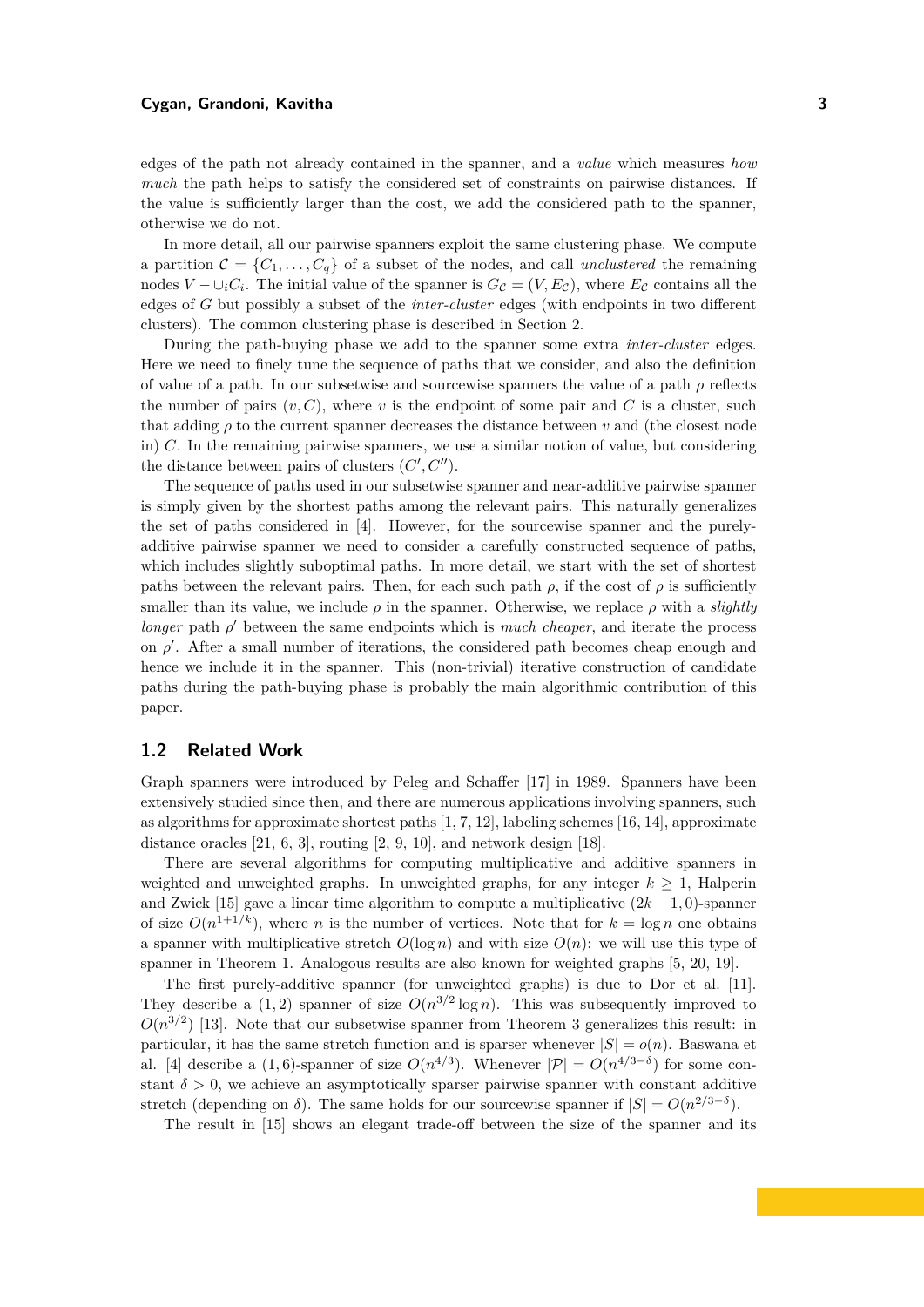edges of the path not already contained in the spanner, and a *value* which measures *how much* the path helps to satisfy the considered set of constraints on pairwise distances. If the value is sufficiently larger than the cost, we add the considered path to the spanner, otherwise we do not.

In more detail, all our pairwise spanners exploit the same clustering phase. We compute a partition $\mathcal{C} = \{C_1, \ldots, C_q\}$ of a subset of the nodes, and call *unclustered* the remaining nodes $V - \cup_i C_i$. The initial value of the spanner is $G_{\mathcal{C}} = (V, E_{\mathcal{C}})$, where $E_{\mathcal{C}}$ contains all the edges of $G$ but possibly a subset of the *inter-cluster* edges (with endpoints in two different clusters). The common clustering phase is described in Section 2.

During the path-buying phase we add to the spanner some extra *inter-cluster* edges. Here we need to finely tune the sequence of paths that we consider, and also the definition of value of a path. In our subsetwise and sourcewise spanners the value of a path $\rho$ reflects the number of pairs $(v, C)$, where $v$ is the endpoint of some pair and $C$ is a cluster, such that adding $\rho$ to the current spanner decreases the distance between $v$ and (the closest node in) $C$. In the remaining pairwise spanners, we use a similar notion of value, but considering the distance between pairs of clusters $(C', C'')$.

The sequence of paths used in our subsetwise spanner and near-additive pairwise spanner is simply given by the shortest paths among the relevant pairs. This naturally generalizes the set of paths considered in [4]. However, for the sourcewise spanner and the purely-additive pairwise spanner we need to consider a carefully constructed sequence of paths, which includes slightly suboptimal paths. In more detail, we start with the set of shortest paths between the relevant pairs. Then, for each such path $\rho$, if the cost of $\rho$ is sufficiently smaller than its value, we include $\rho$ in the spanner. Otherwise, we replace $\rho$ with a *slightly longer* path $\rho'$ between the same endpoints which is *much cheaper*, and iterate the process on $\rho'$. After a small number of iterations, the considered path becomes cheap enough and hence we include it in the spanner. This (non-trivial) iterative construction of candidate paths during the path-buying phase is probably the main algorithmic contribution of this paper.

## 1.2 Related Work

Graph spanners were introduced by Peleg and Schaffer [17] in 1989. Spanners have been extensively studied since then, and there are numerous applications involving spanners, such as algorithms for approximate shortest paths [1, 7, 12], labeling schemes [16, 14], approximate distance oracles [21, 6, 3], routing [2, 9, 10], and network design [18].

There are several algorithms for computing multiplicative and additive spanners in weighted and unweighted graphs. In unweighted graphs, for any integer $k \geq 1$, Halperin and Zwick [15] gave a linear time algorithm to compute a multiplicative $(2k-1, 0)$-spanner of size $O(n^{1+1/k})$, where $n$ is the number of vertices. Note that for $k = \log n$ one obtains a spanner with multiplicative stretch $O(\log n)$ and with size $O(n)$: we will use this type of spanner in Theorem 1. Analogous results are also known for weighted graphs [5, 20, 19].

The first purely-additive spanner (for unweighted graphs) is due to Dor et al. [11]. They describe a $(1, 2)$ spanner of size $O(n^{3/2} \log n)$. This was subsequently improved to $O(n^{3/2})$ [13]. Note that our subsetwise spanner from Theorem 3 generalizes this result: in particular, it has the same stretch function and is sparser whenever $|S| = o(n)$. Baswana et al. [4] describe a $(1, 6)$-spanner of size $O(n^{4/3})$. Whenever $|\mathcal{P}| = O(n^{4/3-\delta})$ for some constant $\delta > 0$, we achieve an asymptotically sparser pairwise spanner with constant additive stretch (depending on $\delta$). The same holds for our sourcewise spanner if $|S| = O(n^{2/3-\delta})$.

The result in [15] shows an elegant trade-off between the size of the spanner and its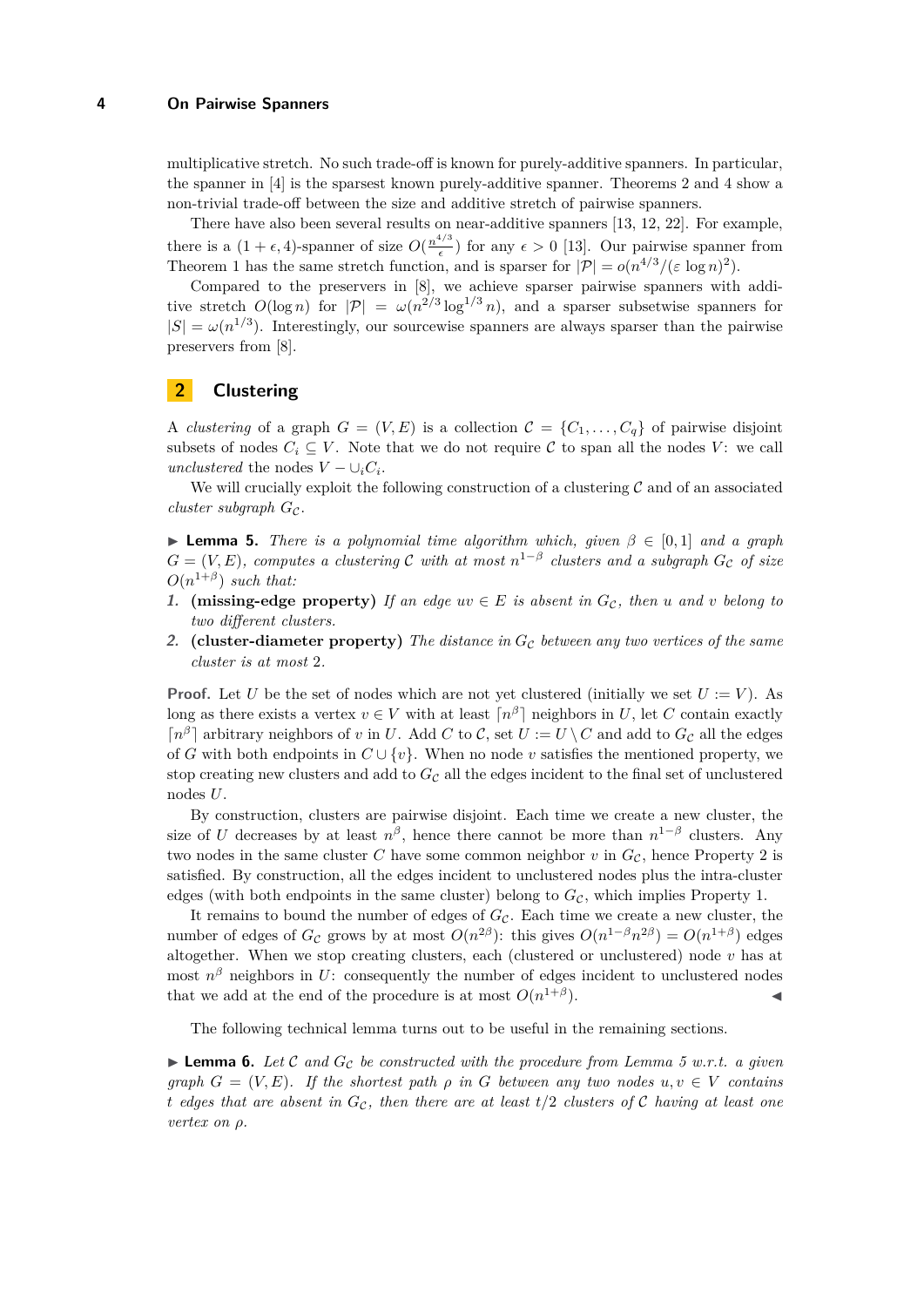multiplicative stretch. No such trade-off is known for purely-additive spanners. In particular, the spanner in [4] is the sparsest known purely-additive spanner. Theorems 2 and 4 show a non-trivial trade-off between the size and additive stretch of pairwise spanners.

There have also been several results on near-additive spanners [13, 12, 22]. For example, there is a $(1+\epsilon, 4)$-spanner of size $O(\frac{n^{4/3}}{\epsilon})$ for any $\epsilon > 0$ [13]. Our pairwise spanner from Theorem 1 has the same stretch function, and is sparser for $|\mathcal{P}| = o(n^{4/3}/(\varepsilon \log n)^2)$.

Compared to the preservers in [8], we achieve sparser pairwise spanners with additive stretch $O(\log n)$ for $|\mathcal{P}| = \omega(n^{2/3} \log^{1/3} n)$, and a sparser subsetwise spanners for $|S| = \omega(n^{1/3})$. Interestingly, our sourcewise spanners are always sparser than the pairwise preservers from [8].

## 2 Clustering

A *clustering* of a graph $G = (V, E)$ is a collection $\mathcal{C} = \{C_1, \ldots, C_q\}$ of pairwise disjoint subsets of nodes $C_i \subseteq V$. Note that we do not require $\mathcal{C}$ to span all the nodes $V$: we call *unclustered* the nodes $V - \cup_i C_i$.

We will crucially exploit the following construction of a clustering $\mathcal{C}$ and of an associated *cluster subgraph* $G_{\mathcal{C}}$.

▶ **Lemma 5.** *There is a polynomial time algorithm which, given $\beta \in [0,1]$ and a graph $G = (V, E)$, computes a clustering $\mathcal{C}$ with at most $n^{1-\beta}$ clusters and a subgraph $G_{\mathcal{C}}$ of size $O(n^{1+\beta})$ such that:*

1. **(missing-edge property)** *If an edge $uv \in E$ is absent in $G_{\mathcal{C}}$, then $u$ and $v$ belong to two different clusters.*
2. **(cluster-diameter property)** *The distance in $G_{\mathcal{C}}$ between any two vertices of the same cluster is at most 2.*

**Proof.** Let $U$ be the set of nodes which are not yet clustered (initially we set $U := V$). As long as there exists a vertex $v \in V$ with at least $\lceil n^{\beta} \rceil$ neighbors in $U$, let $C$ contain exactly $\lceil n^{\beta} \rceil$ arbitrary neighbors of $v$ in $U$. Add $C$ to $\mathcal{C}$, set $U := U \setminus C$ and add to $G_{\mathcal{C}}$ all the edges of $G$ with both endpoints in $C \cup \{v\}$. When no node $v$ satisfies the mentioned property, we stop creating new clusters and add to $G_{\mathcal{C}}$ all the edges incident to the final set of unclustered nodes $U$.

By construction, clusters are pairwise disjoint. Each time we create a new cluster, the size of $U$ decreases by at least $n^{\beta}$, hence there cannot be more than $n^{1-\beta}$ clusters. Any two nodes in the same cluster $C$ have some common neighbor $v$ in $G_{\mathcal{C}}$, hence Property 2 is satisfied. By construction, all the edges incident to unclustered nodes plus the intra-cluster edges (with both endpoints in the same cluster) belong to $G_{\mathcal{C}}$, which implies Property 1.

It remains to bound the number of edges of $G_{\mathcal{C}}$. Each time we create a new cluster, the number of edges of $G_{\mathcal{C}}$ grows by at most $O(n^{2\beta})$: this gives $O(n^{1-\beta} n^{2\beta}) = O(n^{1+\beta})$ edges altogether. When we stop creating clusters, each (clustered or unclustered) node $v$ has at most $n^{\beta}$ neighbors in $U$: consequently the number of edges incident to unclustered nodes that we add at the end of the procedure is at most $O(n^{1+\beta})$. ◀

The following technical lemma turns out to be useful in the remaining sections.

▶ **Lemma 6.** *Let $\mathcal{C}$ and $G_{\mathcal{C}}$ be constructed with the procedure from Lemma 5 w.r.t. a given graph $G = (V, E)$. If the shortest path $\rho$ in $G$ between any two nodes $u, v \in V$ contains $t$ edges that are absent in $G_{\mathcal{C}}$, then there are at least $t/2$ clusters of $\mathcal{C}$ having at least one vertex on $\rho$.*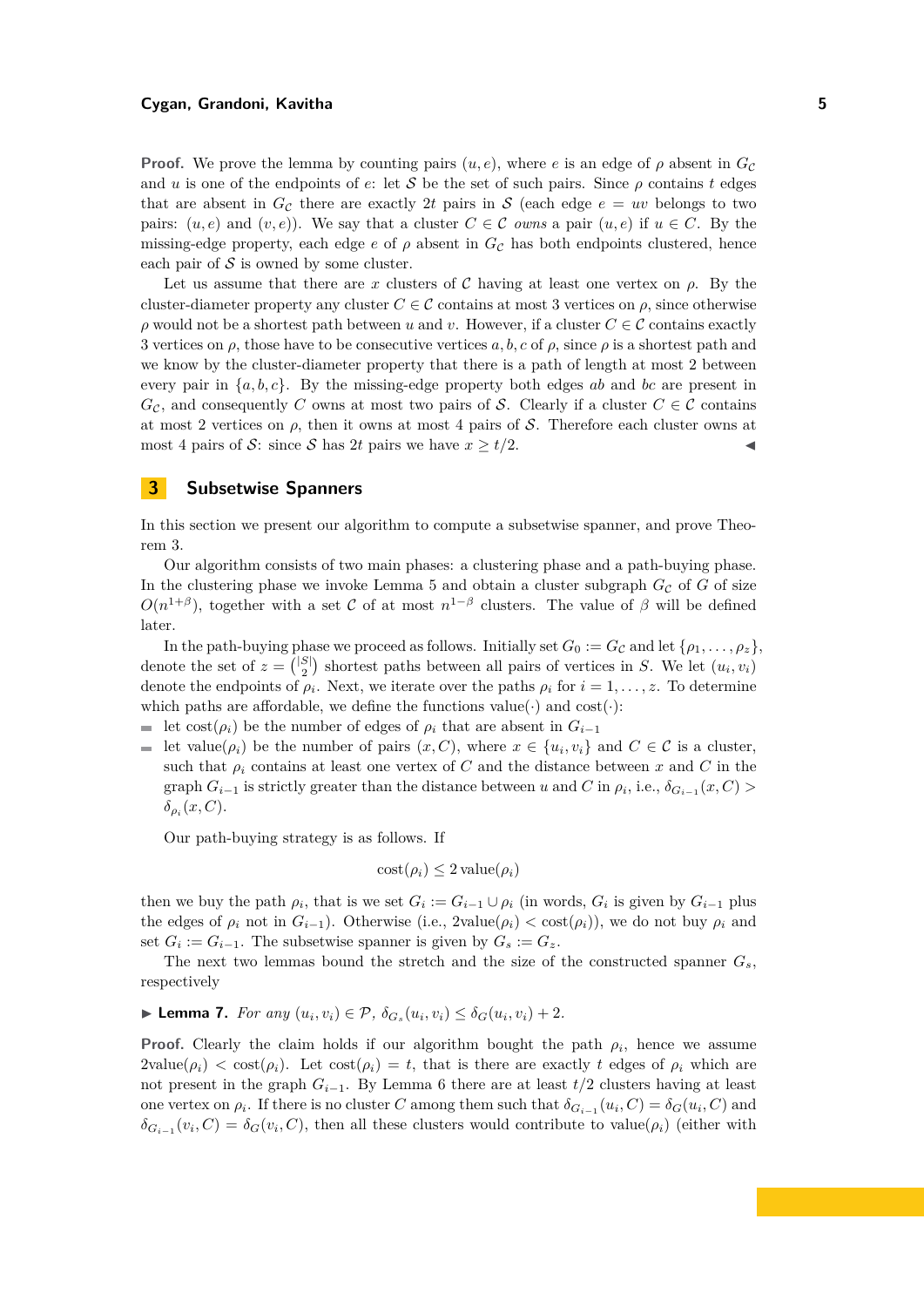**Proof.** We prove the lemma by counting pairs $(u, e)$, where $e$ is an edge of $\rho$ absent in $G_{\mathcal{C}}$ and $u$ is one of the endpoints of $e$: let $\mathcal{S}$ be the set of such pairs. Since $\rho$ contains $t$ edges that are absent in $G_{\mathcal{C}}$ there are exactly $2t$ pairs in $\mathcal{S}$ (each edge $e = uv$ belongs to two pairs: $(u, e)$ and $(v, e)$). We say that a cluster $C \in \mathcal{C}$ *owns* a pair $(u, e)$ if $u \in C$. By the missing-edge property, each edge $e$ of $\rho$ absent in $G_{\mathcal{C}}$ has both endpoints clustered, hence each pair of $\mathcal{S}$ is owned by some cluster.

Let us assume that there are $x$ clusters of $\mathcal{C}$ having at least one vertex on $\rho$. By the cluster-diameter property any cluster $C \in \mathcal{C}$ contains at most 3 vertices on $\rho$, since otherwise $\rho$ would not be a shortest path between $u$ and $v$. However, if a cluster $C \in \mathcal{C}$ contains exactly 3 vertices on $\rho$, those have to be consecutive vertices $a, b, c$ of $\rho$, since $\rho$ is a shortest path and we know by the cluster-diameter property that there is a path of length at most 2 between every pair in $\{a, b, c\}$. By the missing-edge property both edges $ab$ and $bc$ are present in $G_{\mathcal{C}}$, and consequently $C$ owns at most two pairs of $\mathcal{S}$. Clearly if a cluster $C \in \mathcal{C}$ contains at most 2 vertices on $\rho$, then it owns at most 4 pairs of $\mathcal{S}$. Therefore each cluster owns at most 4 pairs of $\mathcal{S}$: since $\mathcal{S}$ has $2t$ pairs we have $x \geq t/2$. ◀

## 3 Subsetwise Spanners

In this section we present our algorithm to compute a subsetwise spanner, and prove Theorem 3.

Our algorithm consists of two main phases: a clustering phase and a path-buying phase. In the clustering phase we invoke Lemma 5 and obtain a cluster subgraph $G_{\mathcal{C}}$ of $G$ of size $O(n^{1+\beta})$, together with a set $\mathcal{C}$ of at most $n^{1-\beta}$ clusters. The value of $\beta$ will be defined later.

In the path-buying phase we proceed as follows. Initially set $G_0 := G_{\mathcal{C}}$ and let $\{\rho_1, \ldots, \rho_z\}$, denote the set of $z = \binom{|S|}{2}$ shortest paths between all pairs of vertices in $S$. We let $(u_i, v_i)$ denote the endpoints of $\rho_i$. Next, we iterate over the paths $\rho_i$ for $i = 1, \ldots, z$. To determine which paths are affordable, we define the functions value$(\cdot)$ and cost$(\cdot)$:

- let cost$(\rho_i)$ be the number of edges of $\rho_i$ that are absent in $G_{i-1}$
- let value$(\rho_i)$ be the number of pairs $(x, C)$, where $x \in \{u_i, v_i\}$ and $C \in \mathcal{C}$ is a cluster, such that $\rho_i$ contains at least one vertex of $C$ and the distance between $x$ and $C$ in the graph $G_{i-1}$ is strictly greater than the distance between $u$ and $C$ in $\rho_i$, i.e., $\delta_{G_{i-1}}(x, C) > \delta_{\rho_i}(x, C)$.

Our path-buying strategy is as follows. If

$$\mathrm{cost}(\rho_i) \leq 2\,\mathrm{value}(\rho_i)$$

then we buy the path $\rho_i$, that is we set $G_i := G_{i-1} \cup \rho_i$ (in words, $G_i$ is given by $G_{i-1}$ plus the edges of $\rho_i$ not in $G_{i-1}$). Otherwise (i.e., $2\mathrm{value}(\rho_i) < \mathrm{cost}(\rho_i)$), we do not buy $\rho_i$ and set $G_i := G_{i-1}$. The subsetwise spanner is given by $G_s := G_z$.

The next two lemmas bound the stretch and the size of the constructed spanner $G_s$, respectively

▶ **Lemma 7.** *For any $(u_i, v_i) \in \mathcal{P}$, $\delta_{G_s}(u_i, v_i) \leq \delta_G(u_i, v_i) + 2$.*

**Proof.** Clearly the claim holds if our algorithm bought the path $\rho_i$, hence we assume $2\mathrm{value}(\rho_i) < \mathrm{cost}(\rho_i)$. Let $\mathrm{cost}(\rho_i) = t$, that is there are exactly $t$ edges of $\rho_i$ which are not present in the graph $G_{i-1}$. By Lemma 6 there are at least $t/2$ clusters having at least one vertex on $\rho_i$. If there is no cluster $C$ among them such that $\delta_{G_{i-1}}(u_i, C) = \delta_G(u_i, C)$ and $\delta_{G_{i-1}}(v_i, C) = \delta_G(v_i, C)$, then all these clusters would contribute to value$(\rho_i)$ (either with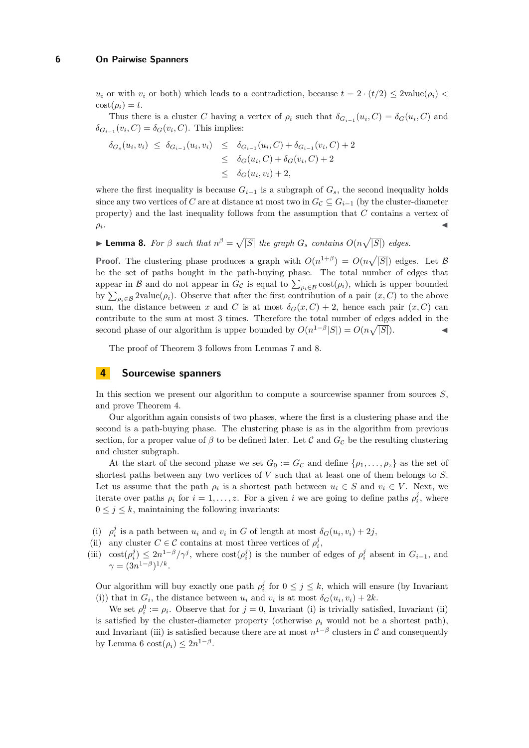$u_i$ or with $v_i$ or both) which leads to a contradiction, because $t = 2 \cdot (t/2) \leq 2\text{value}(\rho_i) < \text{cost}(\rho_i) = t$.

Thus there is a cluster $C$ having a vertex of $\rho_i$ such that $\delta_{G_{i-1}}(u_i, C) = \delta_G(u_i, C)$ and $\delta_{G_{i-1}}(v_i, C) = \delta_G(v_i, C)$. This implies:

$$\begin{aligned}
\delta_{G_s}(u_i, v_i) \;\leq\; \delta_{G_{i-1}}(u_i, v_i) &\leq \delta_{G_{i-1}}(u_i, C) + \delta_{G_{i-1}}(v_i, C) + 2 \\
&\leq \delta_G(u_i, C) + \delta_G(v_i, C) + 2 \\
&\leq \delta_G(u_i, v_i) + 2,
\end{aligned}$$

where the first inequality is because $G_{i-1}$ is a subgraph of $G_s$, the second inequality holds since any two vertices of $C$ are at distance at most two in $G_{\mathcal{C}} \subseteq G_{i-1}$ (by the cluster-diameter property) and the last inequality follows from the assumption that $C$ contains a vertex of $\rho_i$. ◀

▶ **Lemma 8.** *For $\beta$ such that $n^\beta = \sqrt{|S|}$ the graph $G_s$ contains $O(n\sqrt{|S|})$ edges.*

**Proof.** The clustering phase produces a graph with $O(n^{1+\beta}) = O(n\sqrt{|S|})$ edges. Let $\mathcal{B}$ be the set of paths bought in the path-buying phase. The total number of edges that appear in $\mathcal{B}$ and do not appear in $G_{\mathcal{C}}$ is equal to $\sum_{\rho_i \in \mathcal{B}} \text{cost}(\rho_i)$, which is upper bounded by $\sum_{\rho_i \in \mathcal{B}} 2\text{value}(\rho_i)$. Observe that after the first contribution of a pair $(x, C)$ to the above sum, the distance between $x$ and $C$ is at most $\delta_G(x, C) + 2$, hence each pair $(x, C)$ can contribute to the sum at most 3 times. Therefore the total number of edges added in the second phase of our algorithm is upper bounded by $O(n^{1-\beta}|S|) = O(n\sqrt{|S|})$. ◀

The proof of Theorem 3 follows from Lemmas 7 and 8.

## 4 Sourcewise spanners

In this section we present our algorithm to compute a sourcewise spanner from sources $S$, and prove Theorem 4.

Our algorithm again consists of two phases, where the first is a clustering phase and the second is a path-buying phase. The clustering phase is as in the algorithm from previous section, for a proper value of $\beta$ to be defined later. Let $\mathcal{C}$ and $G_{\mathcal{C}}$ be the resulting clustering and cluster subgraph.

At the start of the second phase we set $G_0 := G_{\mathcal{C}}$ and define $\{\rho_1, \ldots, \rho_z\}$ as the set of shortest paths between any two vertices of $V$ such that at least one of them belongs to $S$. Let us assume that the path $\rho_i$ is a shortest path between $u_i \in S$ and $v_i \in V$. Next, we iterate over paths $\rho_i$ for $i = 1, \ldots, z$. For a given $i$ we are going to define paths $\rho_i^j$, where $0 \leq j \leq k$, maintaining the following invariants:

(i) $\rho_i^j$ is a path between $u_i$ and $v_i$ in $G$ of length at most $\delta_G(u_i, v_i) + 2j$,

(ii) any cluster $C \in \mathcal{C}$ contains at most three vertices of $\rho_i^j$,

(iii) $\text{cost}(\rho_i^j) \leq 2n^{1-\beta}/\gamma^j$, where $\text{cost}(\rho_i^j)$ is the number of edges of $\rho_i^j$ absent in $G_{i-1}$, and $\gamma = (3n^{1-\beta})^{1/k}$.

Our algorithm will buy exactly one path $\rho_i^j$ for $0 \leq j \leq k$, which will ensure (by Invariant (i)) that in $G_i$, the distance between $u_i$ and $v_i$ is at most $\delta_G(u_i, v_i) + 2k$.

We set $\rho_i^0 := \rho_i$. Observe that for $j = 0$, Invariant (i) is trivially satisfied, Invariant (ii) is satisfied by the cluster-diameter property (otherwise $\rho_i$ would not be a shortest path), and Invariant (iii) is satisfied because there are at most $n^{1-\beta}$ clusters in $\mathcal{C}$ and consequently by Lemma 6 $\text{cost}(\rho_i) \leq 2n^{1-\beta}$.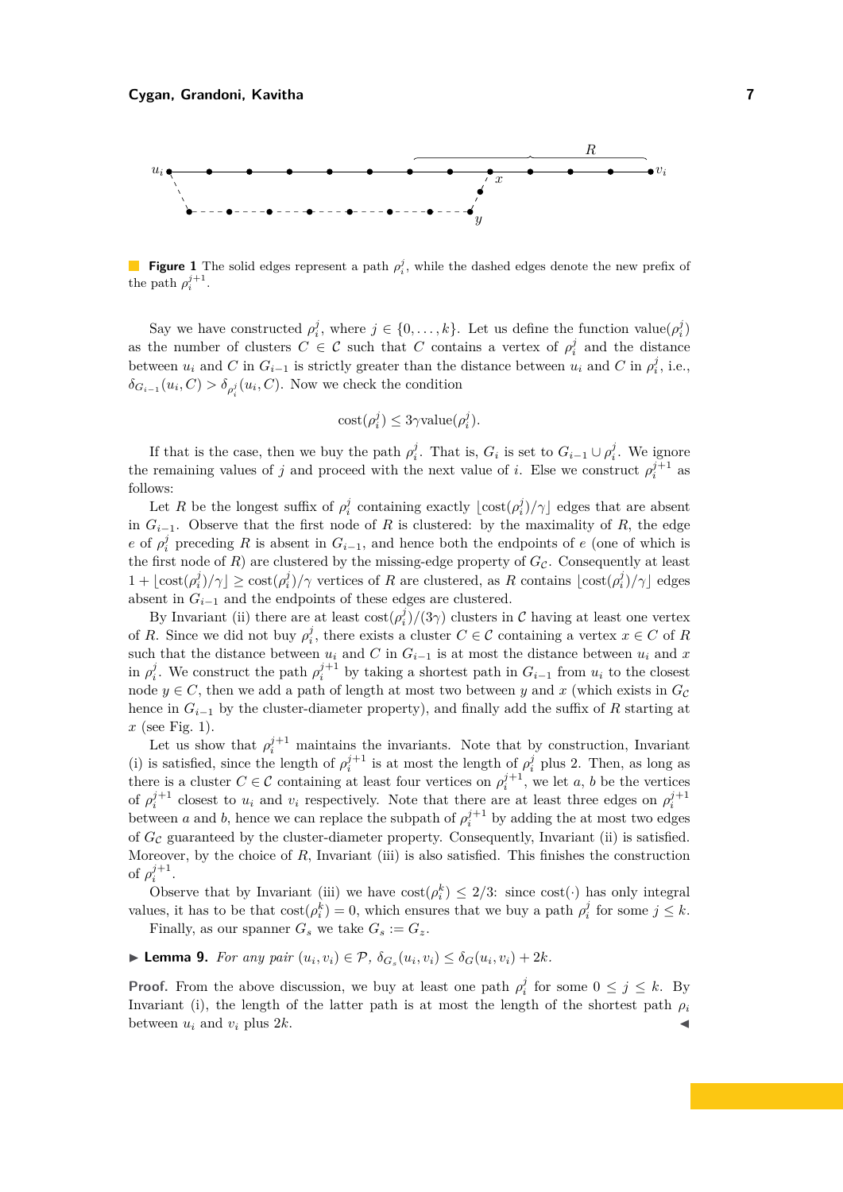**Figure 1** The solid edges represent a path $\rho_i^j$, while the dashed edges denote the new prefix of the path $\rho_i^{j+1}$.

Say we have constructed $\rho_i^j$, where $j \in \{0, \ldots, k\}$. Let us define the function value$(\rho_i^j)$ as the number of clusters $C \in \mathcal{C}$ such that $C$ contains a vertex of $\rho_i^j$ and the distance between $u_i$ and $C$ in $G_{i-1}$ is strictly greater than the distance between $u_i$ and $C$ in $\rho_i^j$, i.e., $\delta_{G_{i-1}}(u_i, C) > \delta_{\rho_i^j}(u_i, C)$. Now we check the condition

$$\text{cost}(\rho_i^j) \leq 3\gamma \text{value}(\rho_i^j).$$

If that is the case, then we buy the path $\rho_i^j$. That is, $G_i$ is set to $G_{i-1} \cup \rho_i^j$. We ignore the remaining values of $j$ and proceed with the next value of $i$. Else we construct $\rho_i^{j+1}$ as follows:

Let $R$ be the longest suffix of $\rho_i^j$ containing exactly $\lfloor \text{cost}(\rho_i^j)/\gamma \rfloor$ edges that are absent in $G_{i-1}$. Observe that the first node of $R$ is clustered: by the maximality of $R$, the edge $e$ of $\rho_i^j$ preceding $R$ is absent in $G_{i-1}$, and hence both the endpoints of $e$ (one of which is the first node of $R$) are clustered by the missing-edge property of $G_{\mathcal{C}}$. Consequently at least $1 + \lfloor \text{cost}(\rho_i^j)/\gamma \rfloor \geq \text{cost}(\rho_i^j)/\gamma$ vertices of $R$ are clustered, as $R$ contains $\lfloor \text{cost}(\rho_i^j)/\gamma \rfloor$ edges absent in $G_{i-1}$ and the endpoints of these edges are clustered.

By Invariant (ii) there are at least $\text{cost}(\rho_i^j)/(3\gamma)$ clusters in $\mathcal{C}$ having at least one vertex of $R$. Since we did not buy $\rho_i^j$, there exists a cluster $C \in \mathcal{C}$ containing a vertex $x \in C$ of $R$ such that the distance between $u_i$ and $C$ in $G_{i-1}$ is at most the distance between $u_i$ and $x$ in $\rho_i^j$. We construct the path $\rho_i^{j+1}$ by taking a shortest path in $G_{i-1}$ from $u_i$ to the closest node $y \in C$, then we add a path of length at most two between $y$ and $x$ (which exists in $G_{\mathcal{C}}$ hence in $G_{i-1}$ by the cluster-diameter property), and finally add the suffix of $R$ starting at $x$ (see Fig. 1).

Let us show that $\rho_i^{j+1}$ maintains the invariants. Note that by construction, Invariant (i) is satisfied, since the length of $\rho_i^{j+1}$ is at most the length of $\rho_i^j$ plus 2. Then, as long as there is a cluster $C \in \mathcal{C}$ containing at least four vertices on $\rho_i^{j+1}$, we let $a$, $b$ be the vertices of $\rho_i^{j+1}$ closest to $u_i$ and $v_i$ respectively. Note that there are at least three edges on $\rho_i^{j+1}$ between $a$ and $b$, hence we can replace the subpath of $\rho_i^{j+1}$ by adding the at most two edges of $G_{\mathcal{C}}$ guaranteed by the cluster-diameter property. Consequently, Invariant (ii) is satisfied. Moreover, by the choice of $R$, Invariant (iii) is also satisfied. This finishes the construction of $\rho_i^{j+1}$.

Observe that by Invariant (iii) we have $\text{cost}(\rho_i^k) \leq 2/3$: since $\text{cost}(\cdot)$ has only integral values, it has to be that $\text{cost}(\rho_i^k) = 0$, which ensures that we buy a path $\rho_i^j$ for some $j \leq k$.

Finally, as our spanner $G_s$ we take $G_s := G_z$.

**Lemma 9.** *For any pair $(u_i, v_i) \in \mathcal{P}$, $\delta_{G_s}(u_i, v_i) \leq \delta_G(u_i, v_i) + 2k$.*

**Proof.** From the above discussion, we buy at least one path $\rho_i^j$ for some $0 \leq j \leq k$. By Invariant (i), the length of the latter path is at most the length of the shortest path $\rho_i$ between $u_i$ and $v_i$ plus $2k$. ◀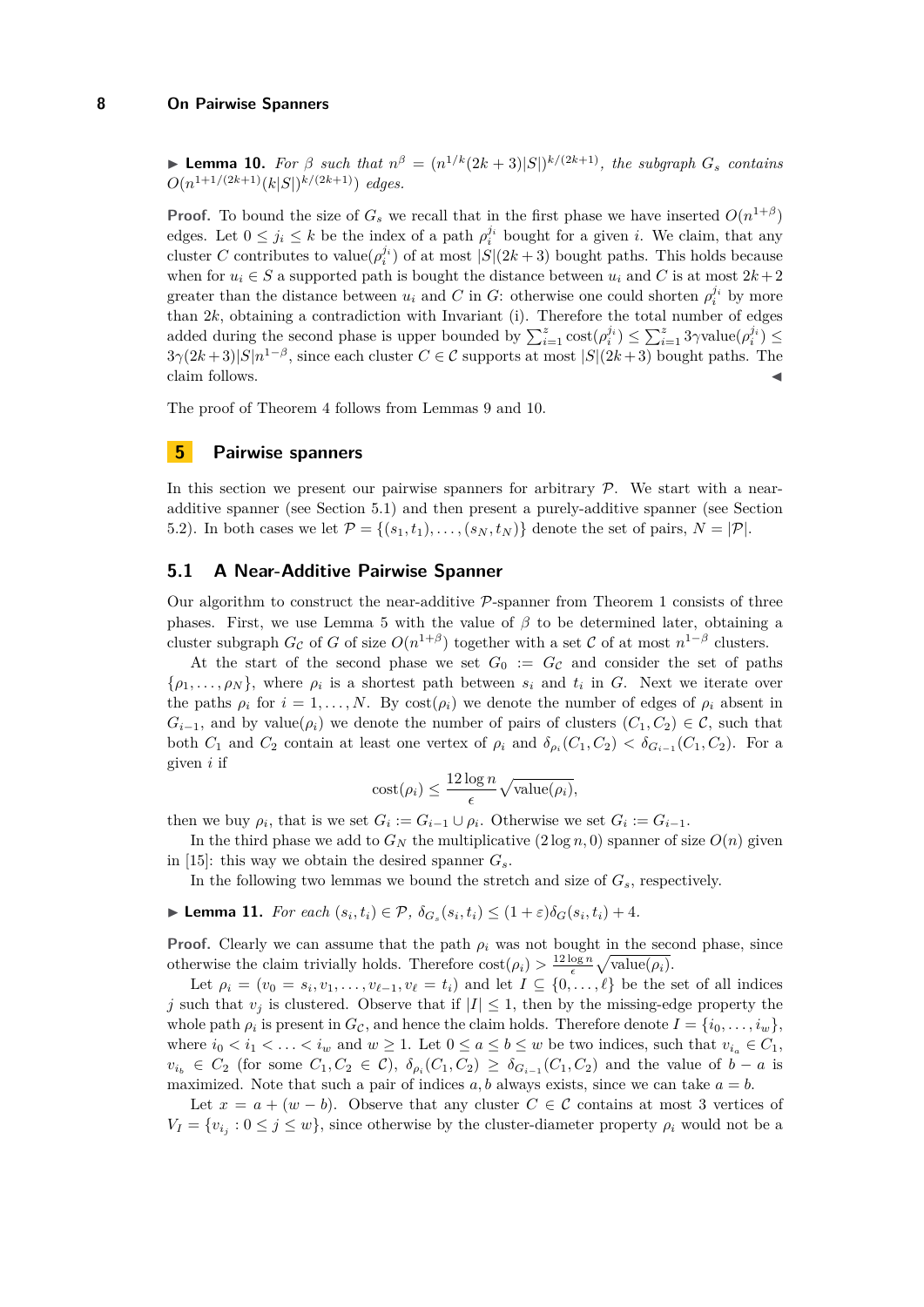▶ **Lemma 10.** *For $\beta$ such that $n^\beta = (n^{1/k}(2k+3)|S|)^{k/(2k+1)}$, the subgraph $G_s$ contains $O(n^{1+1/(2k+1)}(k|S|)^{k/(2k+1)})$ edges.*

**Proof.** To bound the size of $G_s$ we recall that in the first phase we have inserted $O(n^{1+\beta})$ edges. Let $0 \leq j_i \leq k$ be the index of a path $\rho_i^{j_i}$ bought for a given $i$. We claim, that any cluster $C$ contributes to value$(\rho_i^{j_i})$ of at most $|S|(2k+3)$ bought paths. This holds because when for $u_i \in S$ a supported path is bought the distance between $u_i$ and $C$ is at most $2k+2$ greater than the distance between $u_i$ and $C$ in $G$: otherwise one could shorten $\rho_i^{j_i}$ by more than $2k$, obtaining a contradiction with Invariant (i). Therefore the total number of edges added during the second phase is upper bounded by $\sum_{i=1}^{z} \text{cost}(\rho_i^{j_i}) \leq \sum_{i=1}^{z} 3\gamma \text{value}(\rho_i^{j_i}) \leq 3\gamma(2k+3)|S|n^{1-\beta}$, since each cluster $C \in \mathcal{C}$ supports at most $|S|(2k+3)$ bought paths. The claim follows. ◀

The proof of Theorem 4 follows from Lemmas 9 and 10.

## 5 Pairwise spanners

In this section we present our pairwise spanners for arbitrary $\mathcal{P}$. We start with a near-additive spanner (see Section 5.1) and then present a purely-additive spanner (see Section 5.2). In both cases we let $\mathcal{P} = \{(s_1, t_1), \ldots, (s_N, t_N)\}$ denote the set of pairs, $N = |\mathcal{P}|$.

### 5.1 A Near-Additive Pairwise Spanner

Our algorithm to construct the near-additive $\mathcal{P}$-spanner from Theorem 1 consists of three phases. First, we use Lemma 5 with the value of $\beta$ to be determined later, obtaining a cluster subgraph $G_\mathcal{C}$ of $G$ of size $O(n^{1+\beta})$ together with a set $\mathcal{C}$ of at most $n^{1-\beta}$ clusters.

At the start of the second phase we set $G_0 := G_\mathcal{C}$ and consider the set of paths $\{\rho_1, \ldots, \rho_N\}$, where $\rho_i$ is a shortest path between $s_i$ and $t_i$ in $G$. Next we iterate over the paths $\rho_i$ for $i = 1, \ldots, N$. By cost$(\rho_i)$ we denote the number of edges of $\rho_i$ absent in $G_{i-1}$, and by value$(\rho_i)$ we denote the number of pairs of clusters $(C_1, C_2) \in \mathcal{C}$, such that both $C_1$ and $C_2$ contain at least one vertex of $\rho_i$ and $\delta_{\rho_i}(C_1, C_2) < \delta_{G_{i-1}}(C_1, C_2)$. For a given $i$ if

$$\text{cost}(\rho_i) \leq \frac{12 \log n}{\epsilon} \sqrt{\text{value}(\rho_i)},$$

then we buy $\rho_i$, that is we set $G_i := G_{i-1} \cup \rho_i$. Otherwise we set $G_i := G_{i-1}$.

In the third phase we add to $G_N$ the multiplicative $(2 \log n, 0)$ spanner of size $O(n)$ given in [15]: this way we obtain the desired spanner $G_s$.

In the following two lemmas we bound the stretch and size of $G_s$, respectively.

▶ **Lemma 11.** *For each $(s_i, t_i) \in \mathcal{P}$, $\delta_{G_s}(s_i, t_i) \leq (1+\varepsilon)\delta_G(s_i, t_i) + 4$.*

**Proof.** Clearly we can assume that the path $\rho_i$ was not bought in the second phase, since otherwise the claim trivially holds. Therefore $\text{cost}(\rho_i) > \frac{12 \log n}{\epsilon} \sqrt{\text{value}(\rho_i)}$.

Let $\rho_i = (v_0 = s_i, v_1, \ldots, v_{\ell-1}, v_\ell = t_i)$ and let $I \subseteq \{0, \ldots, \ell\}$ be the set of all indices $j$ such that $v_j$ is clustered. Observe that if $|I| \leq 1$, then by the missing-edge property the whole path $\rho_i$ is present in $G_\mathcal{C}$, and hence the claim holds. Therefore denote $I = \{i_0, \ldots, i_w\}$, where $i_0 < i_1 < \ldots < i_w$ and $w \geq 1$. Let $0 \leq a \leq b \leq w$ be two indices, such that $v_{i_a} \in C_1$, $v_{i_b} \in C_2$ (for some $C_1, C_2 \in \mathcal{C}$), $\delta_{\rho_i}(C_1, C_2) \geq \delta_{G_{i-1}}(C_1, C_2)$ and the value of $b - a$ is maximized. Note that such a pair of indices $a, b$ always exists, since we can take $a = b$.

Let $x = a + (w - b)$. Observe that any cluster $C \in \mathcal{C}$ contains at most 3 vertices of $V_I = \{v_{i_j} : 0 \leq j \leq w\}$, since otherwise by the cluster-diameter property $\rho_i$ would not be a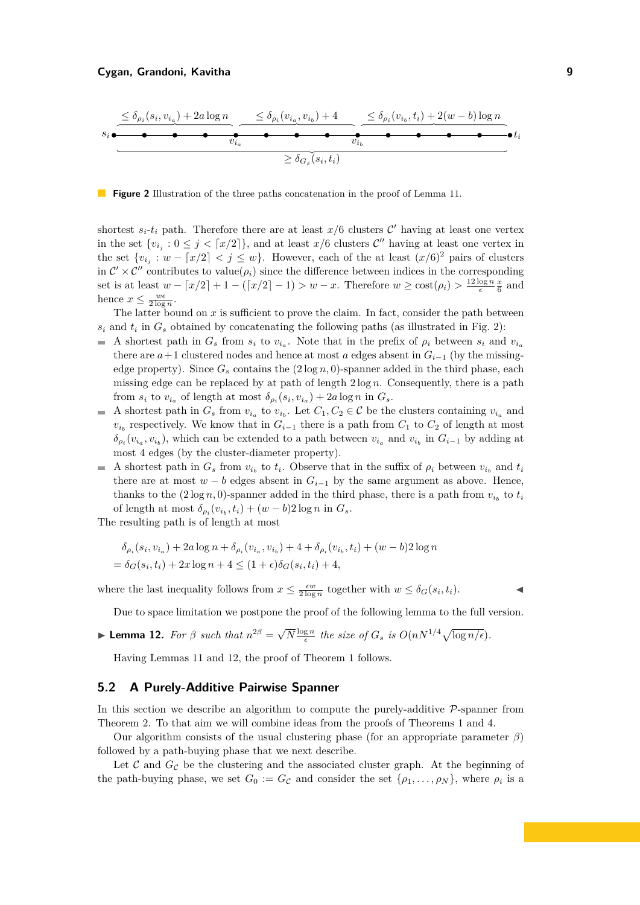Figure 2 Illustration of the three paths concatenation in the proof of Lemma 11.

shortest $s_i$-$t_i$ path. Therefore there are at least $x/6$ clusters $\mathcal{C}'$ having at least one vertex in the set $\{v_{i_j} : 0 \le j < \lceil x/2 \rceil\}$, and at least $x/6$ clusters $\mathcal{C}''$ having at least one vertex in the set $\{v_{i_j} : w - \lceil x/2 \rceil < j \le w\}$. However, each of the at least $(x/6)^2$ pairs of clusters in $\mathcal{C}' \times \mathcal{C}''$ contributes to value($\rho_i$) since the difference between indices in the corresponding set is at least $w - \lceil x/2 \rceil + 1 - (\lceil x/2 \rceil - 1) > w - x$. Therefore $w \ge \text{cost}(\rho_i) > \frac{12 \log n}{\epsilon} \frac{x}{6}$ and hence $x \le \frac{w\epsilon}{2 \log n}$.

The latter bound on $x$ is sufficient to prove the claim. In fact, consider the path between $s_i$ and $t_i$ in $G_s$ obtained by concatenating the following paths (as illustrated in Fig. 2):

- A shortest path in $G_s$ from $s_i$ to $v_{i_a}$. Note that in the prefix of $\rho_i$ between $s_i$ and $v_{i_a}$ there are $a+1$ clustered nodes and hence at most $a$ edges absent in $G_{i-1}$ (by the missing-edge property). Since $G_s$ contains the $(2\log n, 0)$-spanner added in the third phase, each missing edge can be replaced by at path of length $2 \log n$. Consequently, there is a path from $s_i$ to $v_{i_a}$ of length at most $\delta_{\rho_i}(s_i, v_{i_a}) + 2a \log n$ in $G_s$.
- A shortest path in $G_s$ from $v_{i_a}$ to $v_{i_b}$. Let $C_1, C_2 \in \mathcal{C}$ be the clusters containing $v_{i_a}$ and $v_{i_b}$ respectively. We know that in $G_{i-1}$ there is a path from $C_1$ to $C_2$ of length at most $\delta_{\rho_i}(v_{i_a}, v_{i_b})$, which can be extended to a path between $v_{i_a}$ and $v_{i_b}$ in $G_{i-1}$ by adding at most 4 edges (by the cluster-diameter property).
- A shortest path in $G_s$ from $v_{i_b}$ to $t_i$. Observe that in the suffix of $\rho_i$ between $v_{i_b}$ and $t_i$ there are at most $w - b$ edges absent in $G_{i-1}$ by the same argument as above. Hence, thanks to the $(2 \log n, 0)$-spanner added in the third phase, there is a path from $v_{i_b}$ to $t_i$ of length at most $\delta_{\rho_i}(v_{i_b}, t_i) + (w - b) 2 \log n$ in $G_s$.

The resulting path is of length at most

$$
\begin{aligned}
&\delta_{\rho_i}(s_i, v_{i_a}) + 2a \log n + \delta_{\rho_i}(v_{i_a}, v_{i_b}) + 4 + \delta_{\rho_i}(v_{i_b}, t_i) + (w - b) 2 \log n \\
&= \delta_G(s_i, t_i) + 2x \log n + 4 \le (1 + \epsilon)\delta_G(s_i, t_i) + 4,
\end{aligned}
$$

where the last inequality follows from $x \le \frac{\epsilon w}{2 \log n}$ together with $w \le \delta_G(s_i, t_i)$. ◀

Due to space limitation we postpone the proof of the following lemma to the full version.

▶ **Lemma 12.** *For $\beta$ such that $n^{2\beta} = \sqrt{N} \frac{\log n}{\epsilon}$ the size of $G_s$ is $O(nN^{1/4}\sqrt{\log n/\epsilon})$.*

Having Lemmas 11 and 12, the proof of Theorem 1 follows.

## 5.2 A Purely-Additive Pairwise Spanner

In this section we describe an algorithm to compute the purely-additive $\mathcal{P}$-spanner from Theorem 2. To that aim we will combine ideas from the proofs of Theorems 1 and 4.

Our algorithm consists of the usual clustering phase (for an appropriate parameter $\beta$) followed by a path-buying phase that we next describe.

Let $\mathcal{C}$ and $G_{\mathcal{C}}$ be the clustering and the associated cluster graph. At the beginning of the path-buying phase, we set $G_0 := G_{\mathcal{C}}$ and consider the set $\{\rho_1, \ldots, \rho_N\}$, where $\rho_i$ is a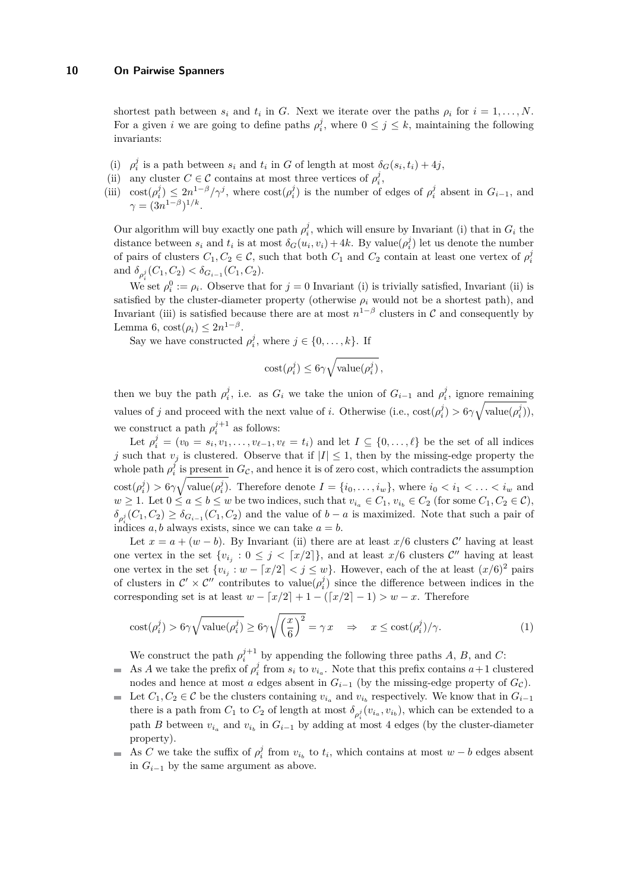shortest path between $s_i$ and $t_i$ in $G$. Next we iterate over the paths $\rho_i$ for $i = 1, \ldots, N$. For a given $i$ we are going to define paths $\rho_i^j$, where $0 \le j \le k$, maintaining the following invariants:

(i) $\rho_i^j$ is a path between $s_i$ and $t_i$ in $G$ of length at most $\delta_G(s_i, t_i) + 4j$,
(ii) any cluster $C \in \mathcal{C}$ contains at most three vertices of $\rho_i^j$,
(iii) $\text{cost}(\rho_i^j) \le 2n^{1-\beta}/\gamma^j$, where $\text{cost}(\rho_i^j)$ is the number of edges of $\rho_i^j$ absent in $G_{i-1}$, and $\gamma = (3n^{1-\beta})^{1/k}$.

Our algorithm will buy exactly one path $\rho_i^j$, which will ensure by Invariant (i) that in $G_i$ the distance between $s_i$ and $t_i$ is at most $\delta_G(u_i, v_i) + 4k$. By $\text{value}(\rho_i^j)$ let us denote the number of pairs of clusters $C_1, C_2 \in \mathcal{C}$, such that both $C_1$ and $C_2$ contain at least one vertex of $\rho_i^j$ and $\delta_{\rho_i^j}(C_1, C_2) < \delta_{G_{i-1}}(C_1, C_2)$.

We set $\rho_i^0 := \rho_i$. Observe that for $j = 0$ Invariant (i) is trivially satisfied, Invariant (ii) is satisfied by the cluster-diameter property (otherwise $\rho_i$ would not be a shortest path), and Invariant (iii) is satisfied because there are at most $n^{1-\beta}$ clusters in $\mathcal{C}$ and consequently by Lemma 6, $\text{cost}(\rho_i) \le 2n^{1-\beta}$.

Say we have constructed $\rho_i^j$, where $j \in \{0, \ldots, k\}$. If

$$\text{cost}(\rho_i^j) \le 6\gamma\sqrt{\text{value}(\rho_i^j)},$$

then we buy the path $\rho_i^j$, i.e. as $G_i$ we take the union of $G_{i-1}$ and $\rho_i^j$, ignore remaining values of $j$ and proceed with the next value of $i$. Otherwise (i.e., $\text{cost}(\rho_i^j) > 6\gamma\sqrt{\text{value}(\rho_i^j)}$), we construct a path $\rho_i^{j+1}$ as follows:

Let $\rho_i^j = (v_0 = s_i, v_1, \ldots, v_{\ell-1}, v_\ell = t_i)$ and let $I \subseteq \{0, \ldots, \ell\}$ be the set of all indices $j$ such that $v_j$ is clustered. Observe that if $|I| \le 1$, then by the missing-edge property the whole path $\rho_i^j$ is present in $G_{\mathcal{C}}$, and hence it is of zero cost, which contradicts the assumption $\text{cost}(\rho_i^j) > 6\gamma\sqrt{\text{value}(\rho_i^j)}$. Therefore denote $I = \{i_0, \ldots, i_w\}$, where $i_0 < i_1 < \ldots < i_w$ and $w \ge 1$. Let $0 \le a \le b \le w$ be two indices, such that $v_{i_a} \in C_1$, $v_{i_b} \in C_2$ (for some $C_1, C_2 \in \mathcal{C}$), $\delta_{\rho_i^j}(C_1, C_2) \ge \delta_{G_{i-1}}(C_1, C_2)$ and the value of $b - a$ is maximized. Note that such a pair of indices $a, b$ always exists, since we can take $a = b$.

Let $x = a + (w - b)$. By Invariant (ii) there are at least $x/6$ clusters $\mathcal{C}'$ having at least one vertex in the set $\{v_{i_j} : 0 \le j < \lceil x/2 \rceil\}$, and at least $x/6$ clusters $\mathcal{C}''$ having at least one vertex in the set $\{v_{i_j} : w - \lceil x/2 \rceil < j \le w\}$. However, each of the at least $(x/6)^2$ pairs of clusters in $\mathcal{C}' \times \mathcal{C}''$ contributes to $\text{value}(\rho_i^j)$ since the difference between indices in the corresponding set is at least $w - \lceil x/2 \rceil + 1 - (\lceil x/2 \rceil - 1) > w - x$. Therefore

$$\text{cost}(\rho_i^j) > 6\gamma\sqrt{\text{value}(\rho_i^j)} \ge 6\gamma\sqrt{\left(\frac{x}{6}\right)^2} = \gamma x \quad \Rightarrow \quad x \le \text{cost}(\rho_i^j)/\gamma. \tag{1}$$

We construct the path $\rho_i^{j+1}$ by appending the following three paths $A$, $B$, and $C$:

- As $A$ we take the prefix of $\rho_i^j$ from $s_i$ to $v_{i_a}$. Note that this prefix contains $a+1$ clustered nodes and hence at most $a$ edges absent in $G_{i-1}$ (by the missing-edge property of $G_{\mathcal{C}}$).
- Let $C_1, C_2 \in \mathcal{C}$ be the clusters containing $v_{i_a}$ and $v_{i_b}$ respectively. We know that in $G_{i-1}$ there is a path from $C_1$ to $C_2$ of length at most $\delta_{\rho_i^j}(v_{i_a}, v_{i_b})$, which can be extended to a path $B$ between $v_{i_a}$ and $v_{i_b}$ in $G_{i-1}$ by adding at most 4 edges (by the cluster-diameter property).
- As $C$ we take the suffix of $\rho_i^j$ from $v_{i_b}$ to $t_i$, which contains at most $w - b$ edges absent in $G_{i-1}$ by the same argument as above.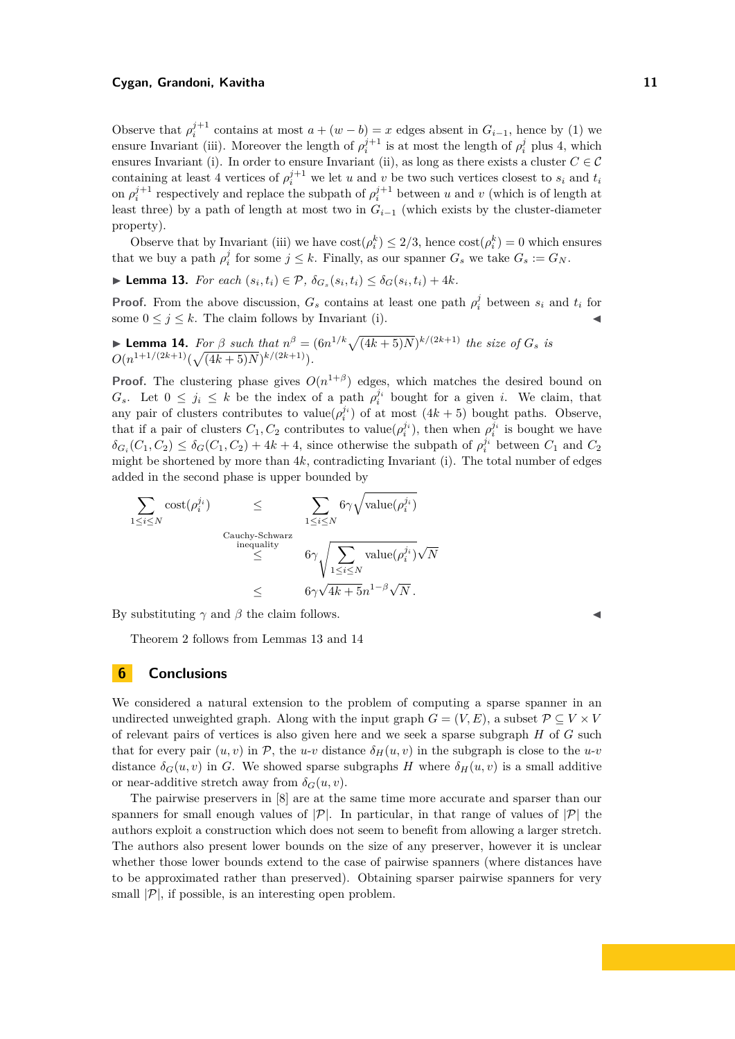Observe that $\rho_i^{j+1}$ contains at most $a + (w - b) = x$ edges absent in $G_{i-1}$, hence by (1) we ensure Invariant (iii). Moreover the length of $\rho_i^{j+1}$ is at most the length of $\rho_i^j$ plus 4, which ensures Invariant (i). In order to ensure Invariant (ii), as long as there exists a cluster $C \in \mathcal{C}$ containing at least 4 vertices of $\rho_i^{j+1}$ we let $u$ and $v$ be two such vertices closest to $s_i$ and $t_i$ on $\rho_i^{j+1}$ respectively and replace the subpath of $\rho_i^{j+1}$ between $u$ and $v$ (which is of length at least three) by a path of length at most two in $G_{i-1}$ (which exists by the cluster-diameter property).

Observe that by Invariant (iii) we have $\text{cost}(\rho_i^k) \le 2/3$, hence $\text{cost}(\rho_i^k) = 0$ which ensures that we buy a path $\rho_i^j$ for some $j \le k$. Finally, as our spanner $G_s$ we take $G_s := G_N$.

▶ **Lemma 13.** *For each $(s_i, t_i) \in \mathcal{P}$, $\delta_{G_s}(s_i, t_i) \le \delta_G(s_i, t_i) + 4k$.*

**Proof.** From the above discussion, $G_s$ contains at least one path $\rho_i^j$ between $s_i$ and $t_i$ for some $0 \le j \le k$. The claim follows by Invariant (i). ◀

▶ **Lemma 14.** *For $\beta$ such that $n^\beta = (6n^{1/k}\sqrt{(4k+5)N})^{k/(2k+1)}$ the size of $G_s$ is $O(n^{1+1/(2k+1)}(\sqrt{(4k+5)N})^{k/(2k+1)})$.*

**Proof.** The clustering phase gives $O(n^{1+\beta})$ edges, which matches the desired bound on $G_s$. Let $0 \le j_i \le k$ be the index of a path $\rho_i^{j_i}$ bought for a given $i$. We claim, that any pair of clusters contributes to $\text{value}(\rho_i^{j_i})$ of at most $(4k+5)$ bought paths. Observe, that if a pair of clusters $C_1, C_2$ contributes to $\text{value}(\rho_i^{j_i})$, then when $\rho_i^{j_i}$ is bought we have $\delta_{G_i}(C_1, C_2) \le \delta_G(C_1, C_2) + 4k + 4$, since otherwise the subpath of $\rho_i^{j_i}$ between $C_1$ and $C_2$ might be shortened by more than $4k$, contradicting Invariant (i). The total number of edges added in the second phase is upper bounded by

$$
\begin{aligned}
\sum_{1 \le i \le N} \text{cost}(\rho_i^{j_i}) &\le \sum_{1 \le i \le N} 6\gamma \sqrt{\text{value}(\rho_i^{j_i})} \\
&\overset{\text{Cauchy-Schwarz inequality}}{\le} 6\gamma \sqrt{\sum_{1 \le i \le N} \text{value}(\rho_i^{j_i})}\sqrt{N} \\
&\le 6\gamma\sqrt{4k+5}n^{1-\beta}\sqrt{N}\,.
\end{aligned}
$$

By substituting $\gamma$ and $\beta$ the claim follows. ◀

Theorem 2 follows from Lemmas 13 and 14

## 6 Conclusions

We considered a natural extension to the problem of computing a sparse spanner in an undirected unweighted graph. Along with the input graph $G = (V, E)$, a subset $\mathcal{P} \subseteq V \times V$ of relevant pairs of vertices is also given here and we seek a sparse subgraph $H$ of $G$ such that for every pair $(u, v)$ in $\mathcal{P}$, the $u$-$v$ distance $\delta_H(u, v)$ in the subgraph is close to the $u$-$v$ distance $\delta_G(u, v)$ in $G$. We showed sparse subgraphs $H$ where $\delta_H(u, v)$ is a small additive or near-additive stretch away from $\delta_G(u, v)$.

The pairwise preservers in [8] are at the same time more accurate and sparser than our spanners for small enough values of $|\mathcal{P}|$. In particular, in that range of values of $|\mathcal{P}|$ the authors exploit a construction which does not seem to benefit from allowing a larger stretch. The authors also present lower bounds on the size of any preserver, however it is unclear whether those lower bounds extend to the case of pairwise spanners (where distances have to be approximated rather than preserved). Obtaining sparser pairwise spanners for very small $|\mathcal{P}|$, if possible, is an interesting open problem.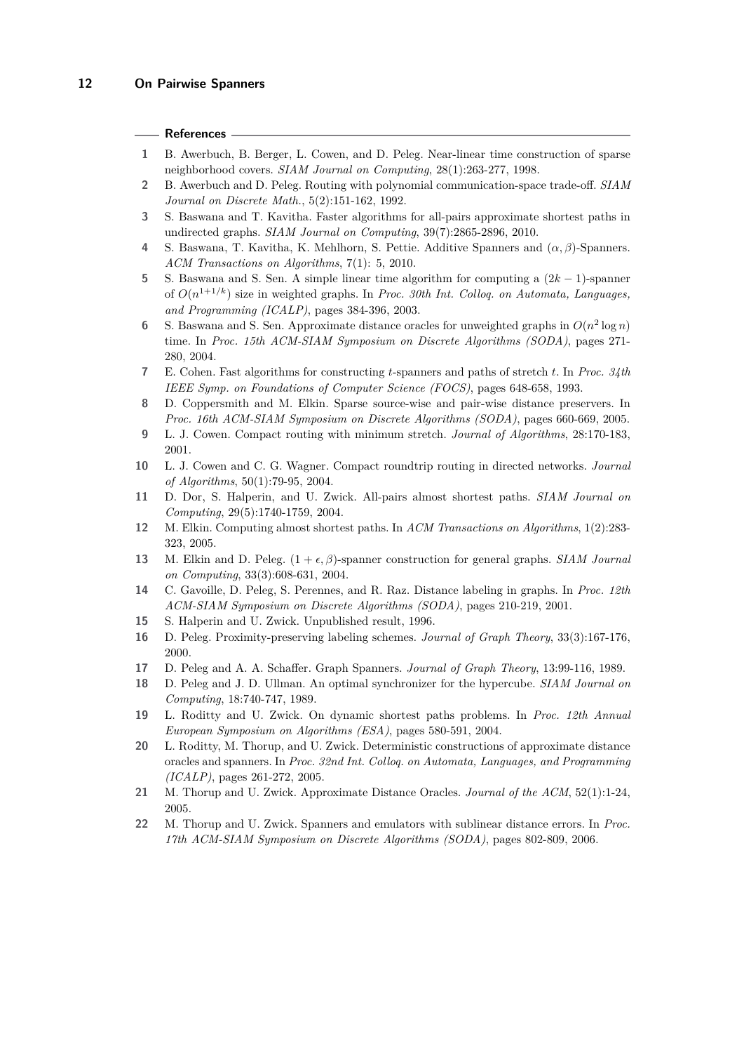## References

1. B. Awerbuch, B. Berger, L. Cowen, and D. Peleg. Near-linear time construction of sparse neighborhood covers. *SIAM Journal on Computing*, 28(1):263-277, 1998.
2. B. Awerbuch and D. Peleg. Routing with polynomial communication-space trade-off. *SIAM Journal on Discrete Math.*, 5(2):151-162, 1992.
3. S. Baswana and T. Kavitha. Faster algorithms for all-pairs approximate shortest paths in undirected graphs. *SIAM Journal on Computing*, 39(7):2865-2896, 2010.
4. S. Baswana, T. Kavitha, K. Mehlhorn, S. Pettie. Additive Spanners and $(\alpha, \beta)$-Spanners. *ACM Transactions on Algorithms*, 7(1): 5, 2010.
5. S. Baswana and S. Sen. A simple linear time algorithm for computing a $(2k-1)$-spanner of $O(n^{1+1/k})$ size in weighted graphs. In *Proc. 30th Int. Colloq. on Automata, Languages, and Programming (ICALP)*, pages 384-396, 2003.
6. S. Baswana and S. Sen. Approximate distance oracles for unweighted graphs in $O(n^2 \log n)$ time. In *Proc. 15th ACM-SIAM Symposium on Discrete Algorithms (SODA)*, pages 271-280, 2004.
7. E. Cohen. Fast algorithms for constructing $t$-spanners and paths of stretch $t$. In *Proc. 34th IEEE Symp. on Foundations of Computer Science (FOCS)*, pages 648-658, 1993.
8. D. Coppersmith and M. Elkin. Sparse source-wise and pair-wise distance preservers. In *Proc. 16th ACM-SIAM Symposium on Discrete Algorithms (SODA)*, pages 660-669, 2005.
9. L. J. Cowen. Compact routing with minimum stretch. *Journal of Algorithms*, 28:170-183, 2001.
10. L. J. Cowen and C. G. Wagner. Compact roundtrip routing in directed networks. *Journal of Algorithms*, 50(1):79-95, 2004.
11. D. Dor, S. Halperin, and U. Zwick. All-pairs almost shortest paths. *SIAM Journal on Computing*, 29(5):1740-1759, 2004.
12. M. Elkin. Computing almost shortest paths. In *ACM Transactions on Algorithms*, 1(2):283-323, 2005.
13. M. Elkin and D. Peleg. $(1+\epsilon, \beta)$-spanner construction for general graphs. *SIAM Journal on Computing*, 33(3):608-631, 2004.
14. C. Gavoille, D. Peleg, S. Perennes, and R. Raz. Distance labeling in graphs. In *Proc. 12th ACM-SIAM Symposium on Discrete Algorithms (SODA)*, pages 210-219, 2001.
15. S. Halperin and U. Zwick. Unpublished result, 1996.
16. D. Peleg. Proximity-preserving labeling schemes. *Journal of Graph Theory*, 33(3):167-176, 2000.
17. D. Peleg and A. A. Schaffer. Graph Spanners. *Journal of Graph Theory*, 13:99-116, 1989.
18. D. Peleg and J. D. Ullman. An optimal synchronizer for the hypercube. *SIAM Journal on Computing*, 18:740-747, 1989.
19. L. Roditty and U. Zwick. On dynamic shortest paths problems. In *Proc. 12th Annual European Symposium on Algorithms (ESA)*, pages 580-591, 2004.
20. L. Roditty, M. Thorup, and U. Zwick. Deterministic constructions of approximate distance oracles and spanners. In *Proc. 32nd Int. Colloq. on Automata, Languages, and Programming (ICALP)*, pages 261-272, 2005.
21. M. Thorup and U. Zwick. Approximate Distance Oracles. *Journal of the ACM*, 52(1):1-24, 2005.
22. M. Thorup and U. Zwick. Spanners and emulators with sublinear distance errors. In *Proc. 17th ACM-SIAM Symposium on Discrete Algorithms (SODA)*, pages 802-809, 2006.